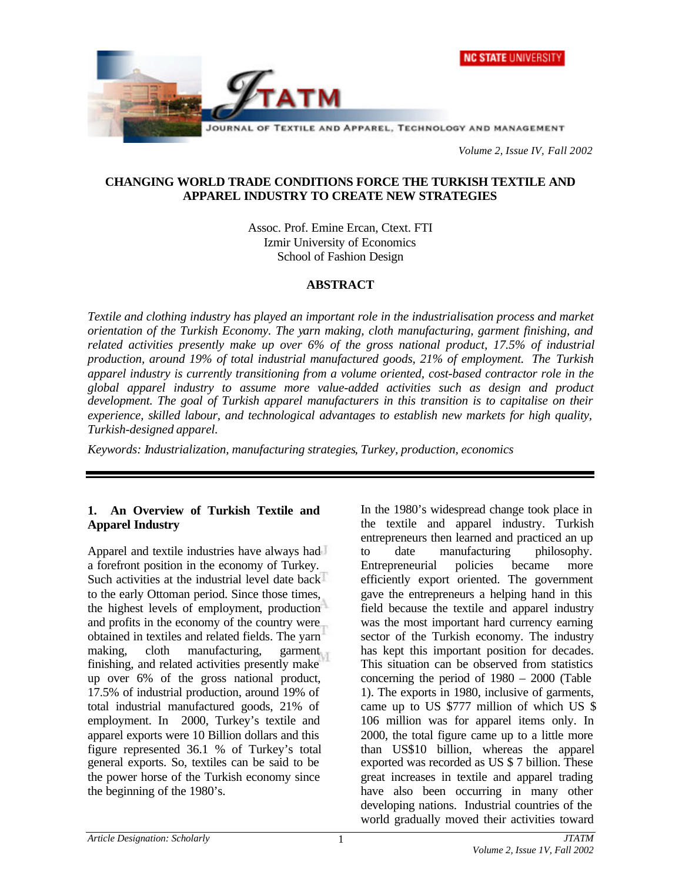# CHANGING WORLD TRADE CONDITIONS FORCE THE TURKISH TEXTILE AND APPAREL INDUSTRY TO CREATE NEW STRATEGIES

Assoc. Prof. Emine Ercan, Ctext. FTI
Izmir University of Economics
School of Fashion Design

## ABSTRACT

*Textile and clothing industry has played an important role in the industrialisation process and market orientation of the Turkish Economy. The yarn making, cloth manufacturing, garment finishing, and related activities presently make up over 6% of the gross national product, 17.5% of industrial production, around 19% of total industrial manufactured goods, 21% of employment. The Turkish apparel industry is currently transitioning from a volume oriented, cost-based contractor role in the global apparel industry to assume more value-added activities such as design and product development. The goal of Turkish apparel manufacturers in this transition is to capitalise on their experience, skilled labour, and technological advantages to establish new markets for high quality, Turkish-designed apparel.*

*Keywords: Industrialization, manufacturing strategies, Turkey, production, economics*

## 1. An Overview of Turkish Textile and Apparel Industry

Apparel and textile industries have always had a forefront position in the economy of Turkey. Such activities at the industrial level date back to the early Ottoman period. Since those times, the highest levels of employment, production and profits in the economy of the country were obtained in textiles and related fields. The yarn making, cloth manufacturing, garment finishing, and related activities presently make up over 6% of the gross national product, 17.5% of industrial production, around 19% of total industrial manufactured goods, 21% of employment. In 2000, Turkey's textile and apparel exports were 10 Billion dollars and this figure represented 36.1 % of Turkey's total general exports. So, textiles can be said to be the power horse of the Turkish economy since the beginning of the 1980's.

In the 1980's widespread change took place in the textile and apparel industry. Turkish entrepreneurs then learned and practiced an up to date manufacturing philosophy. Entrepreneurial policies became more efficiently export oriented. The government gave the entrepreneurs a helping hand in this field because the textile and apparel industry was the most important hard currency earning sector of the Turkish economy. The industry has kept this important position for decades. This situation can be observed from statistics concerning the period of 1980 – 2000 (Table 1). The exports in 1980, inclusive of garments, came up to US $777 million of which US $ 106 million was for apparel items only. In 2000, the total figure came up to a little more than US$10 billion, whereas the apparel exported was recorded as US $ 7 billion. These great increases in textile and apparel trading have also been occurring in many other developing nations. Industrial countries of the world gradually moved their activities toward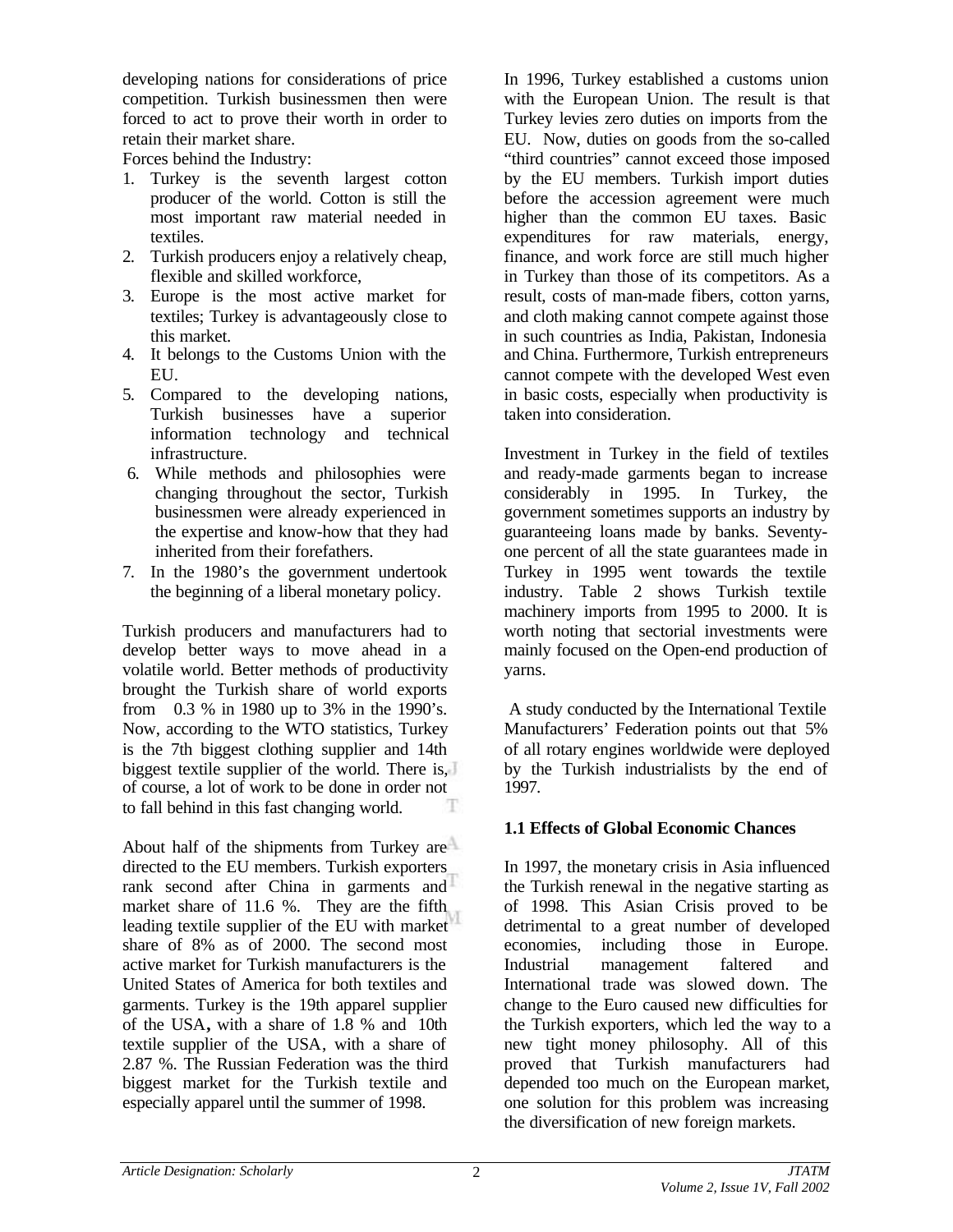developing nations for considerations of price competition. Turkish businessmen then were forced to act to prove their worth in order to retain their market share.

Forces behind the Industry:

1. Turkey is the seventh largest cotton producer of the world. Cotton is still the most important raw material needed in textiles.
2. Turkish producers enjoy a relatively cheap, flexible and skilled workforce,
3. Europe is the most active market for textiles; Turkey is advantageously close to this market.
4. It belongs to the Customs Union with the EU.
5. Compared to the developing nations, Turkish businesses have a superior information technology and technical infrastructure.
6. While methods and philosophies were changing throughout the sector, Turkish businessmen were already experienced in the expertise and know-how that they had inherited from their forefathers.
7. In the 1980's the government undertook the beginning of a liberal monetary policy.

Turkish producers and manufacturers had to develop better ways to move ahead in a volatile world. Better methods of productivity brought the Turkish share of world exports from 0.3 % in 1980 up to 3% in the 1990's. Now, according to the WTO statistics, Turkey is the 7th biggest clothing supplier and 14th biggest textile supplier of the world. There is, of course, a lot of work to be done in order not to fall behind in this fast changing world.

About half of the shipments from Turkey are directed to the EU members. Turkish exporters rank second after China in garments and market share of 11.6 %. They are the fifth leading textile supplier of the EU with market share of 8% as of 2000. The second most active market for Turkish manufacturers is the United States of America for both textiles and garments. Turkey is the 19th apparel supplier of the USA, with a share of 1.8 % and 10th textile supplier of the USA, with a share of 2.87 %. The Russian Federation was the third biggest market for the Turkish textile and especially apparel until the summer of 1998.

In 1996, Turkey established a customs union with the European Union. The result is that Turkey levies zero duties on imports from the EU. Now, duties on goods from the so-called "third countries" cannot exceed those imposed by the EU members. Turkish import duties before the accession agreement were much higher than the common EU taxes. Basic expenditures for raw materials, energy, finance, and work force are still much higher in Turkey than those of its competitors. As a result, costs of man-made fibers, cotton yarns, and cloth making cannot compete against those in such countries as India, Pakistan, Indonesia and China. Furthermore, Turkish entrepreneurs cannot compete with the developed West even in basic costs, especially when productivity is taken into consideration.

Investment in Turkey in the field of textiles and ready-made garments began to increase considerably in 1995. In Turkey, the government sometimes supports an industry by guaranteeing loans made by banks. Seventy-one percent of all the state guarantees made in Turkey in 1995 went towards the textile industry. Table 2 shows Turkish textile machinery imports from 1995 to 2000. It is worth noting that sectorial investments were mainly focused on the Open-end production of yarns.

A study conducted by the International Textile Manufacturers' Federation points out that 5% of all rotary engines worldwide were deployed by the Turkish industrialists by the end of 1997.

### 1.1 Effects of Global Economic Chances

In 1997, the monetary crisis in Asia influenced the Turkish renewal in the negative starting as of 1998. This Asian Crisis proved to be detrimental to a great number of developed economies, including those in Europe. Industrial management faltered and International trade was slowed down. The change to the Euro caused new difficulties for the Turkish exporters, which led the way to a new tight money philosophy. All of this proved that Turkish manufacturers had depended too much on the European market, one solution for this problem was increasing the diversification of new foreign markets.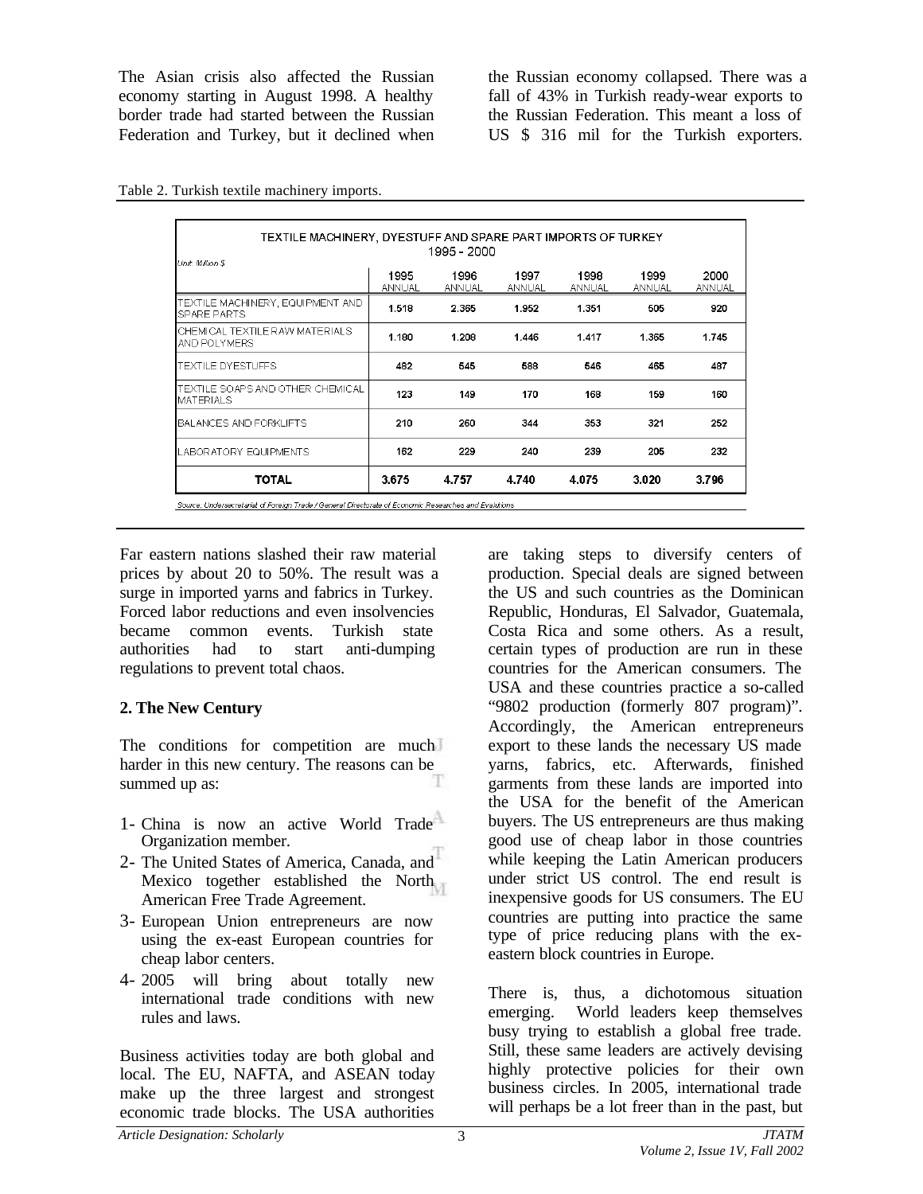The Asian crisis also affected the Russian economy starting in August 1998. A healthy border trade had started between the Russian Federation and Turkey, but it declined when the Russian economy collapsed. There was a fall of 43% in Turkish ready-wear exports to the Russian Federation. This meant a loss of US $ 316 mil for the Turkish exporters.

Table 2. Turkish textile machinery imports.

TEXTILE MACHINERY, DYESTUFF AND SPARE PART IMPORTS OF TURKEY 1995 - 2000

Unit: Million $

| | 1995 ANNUAL | 1996 ANNUAL | 1997 ANNUAL | 1998 ANNUAL | 1999 ANNUAL | 2000 ANNUAL |
|---|---|---|---|---|---|---|
| TEXTILE MACHINERY, EQUIPMENT AND SPARE PARTS | 1.518 | 2.365 | 1.952 | 1.351 | 505 | 920 |
| CHEMICAL TEXTILE RAW MATERIALS AND POLYMERS | 1.180 | 1.208 | 1.446 | 1.417 | 1.365 | 1.745 |
| TEXTILE DYESTUFFS | 482 | 545 | 588 | 546 | 465 | 487 |
| TEXTILE SOAPS AND OTHER CHEMICAL MATERIALS | 123 | 149 | 170 | 168 | 159 | 160 |
| BALANCES AND FORKLIFTS | 210 | 260 | 344 | 353 | 321 | 252 |
| LABORATORY EQUIPMENTS | 162 | 229 | 240 | 239 | 205 | 232 |
| **TOTAL** | **3.675** | **4.757** | **4.740** | **4.075** | **3.020** | **3.796** |

Source: Undersecretariat of Foreign Trade / General Directorate of Economic Researches and Evalutions

Far eastern nations slashed their raw material prices by about 20 to 50%. The result was a surge in imported yarns and fabrics in Turkey. Forced labor reductions and even insolvencies became common events. Turkish state authorities had to start anti-dumping regulations to prevent total chaos.

## 2. The New Century

The conditions for competition are much harder in this new century. The reasons can be summed up as:

1- China is now an active World Trade Organization member.
2- The United States of America, Canada, and Mexico together established the North American Free Trade Agreement.
3- European Union entrepreneurs are now using the ex-east European countries for cheap labor centers.
4- 2005 will bring about totally new international trade conditions with new rules and laws.

Business activities today are both global and local. The EU, NAFTA, and ASEAN today make up the three largest and strongest economic trade blocks. The USA authorities are taking steps to diversify centers of production. Special deals are signed between the US and such countries as the Dominican Republic, Honduras, El Salvador, Guatemala, Costa Rica and some others. As a result, certain types of production are run in these countries for the American consumers. The USA and these countries practice a so-called "9802 production (formerly 807 program)". Accordingly, the American entrepreneurs export to these lands the necessary US made yarns, fabrics, etc. Afterwards, finished garments from these lands are imported into the USA for the benefit of the American buyers. The US entrepreneurs are thus making good use of cheap labor in those countries while keeping the Latin American producers under strict US control. The end result is inexpensive goods for US consumers. The EU countries are putting into practice the same type of price reducing plans with the ex-eastern block countries in Europe.

There is, thus, a dichotomous situation emerging. World leaders keep themselves busy trying to establish a global free trade. Still, these same leaders are actively devising highly protective policies for their own business circles. In 2005, international trade will perhaps be a lot freer than in the past, but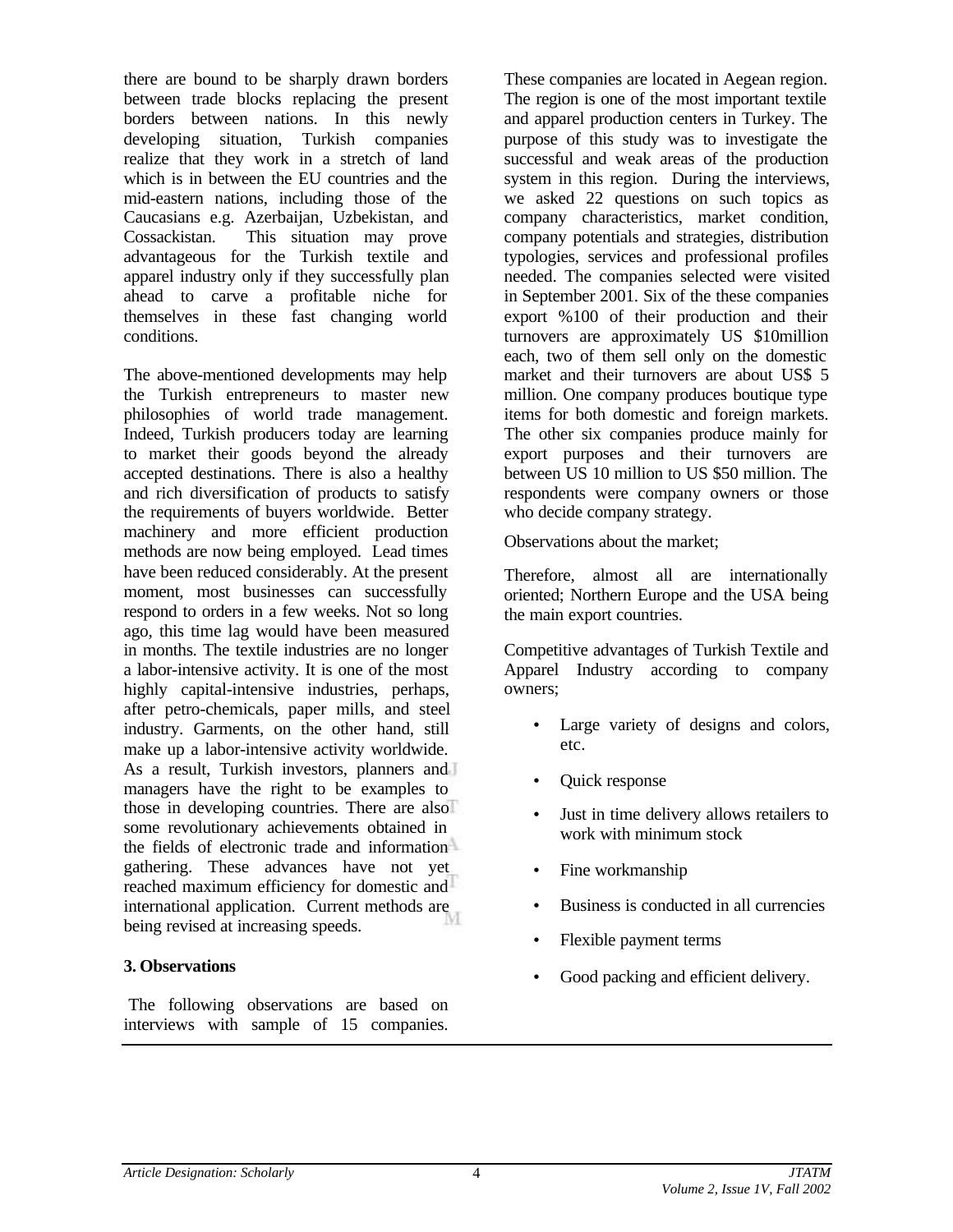there are bound to be sharply drawn borders between trade blocks replacing the present borders between nations. In this newly developing situation, Turkish companies realize that they work in a stretch of land which is in between the EU countries and the mid-eastern nations, including those of the Caucasians e.g. Azerbaijan, Uzbekistan, and Cossackistan. This situation may prove advantageous for the Turkish textile and apparel industry only if they successfully plan ahead to carve a profitable niche for themselves in these fast changing world conditions.

The above-mentioned developments may help the Turkish entrepreneurs to master new philosophies of world trade management. Indeed, Turkish producers today are learning to market their goods beyond the already accepted destinations. There is also a healthy and rich diversification of products to satisfy the requirements of buyers worldwide. Better machinery and more efficient production methods are now being employed. Lead times have been reduced considerably. At the present moment, most businesses can successfully respond to orders in a few weeks. Not so long ago, this time lag would have been measured in months. The textile industries are no longer a labor-intensive activity. It is one of the most highly capital-intensive industries, perhaps, after petro-chemicals, paper mills, and steel industry. Garments, on the other hand, still make up a labor-intensive activity worldwide. As a result, Turkish investors, planners and managers have the right to be examples to those in developing countries. There are also some revolutionary achievements obtained in the fields of electronic trade and information gathering. These advances have not yet reached maximum efficiency for domestic and international application. Current methods are being revised at increasing speeds.

## 3. Observations

The following observations are based on interviews with sample of 15 companies. These companies are located in Aegean region. The region is one of the most important textile and apparel production centers in Turkey. The purpose of this study was to investigate the successful and weak areas of the production system in this region. During the interviews, we asked 22 questions on such topics as company characteristics, market condition, company potentials and strategies, distribution typologies, services and professional profiles needed. The companies selected were visited in September 2001. Six of the these companies export %100 of their production and their turnovers are approximately US $10million each, two of them sell only on the domestic market and their turnovers are about US$ 5 million. One company produces boutique type items for both domestic and foreign markets. The other six companies produce mainly for export purposes and their turnovers are between US 10 million to US $50 million. The respondents were company owners or those who decide company strategy.

Observations about the market;

Therefore, almost all are internationally oriented; Northern Europe and the USA being the main export countries.

Competitive advantages of Turkish Textile and Apparel Industry according to company owners;

- Large variety of designs and colors, etc.
- Quick response
- Just in time delivery allows retailers to work with minimum stock
- Fine workmanship
- Business is conducted in all currencies
- Flexible payment terms
- Good packing and efficient delivery.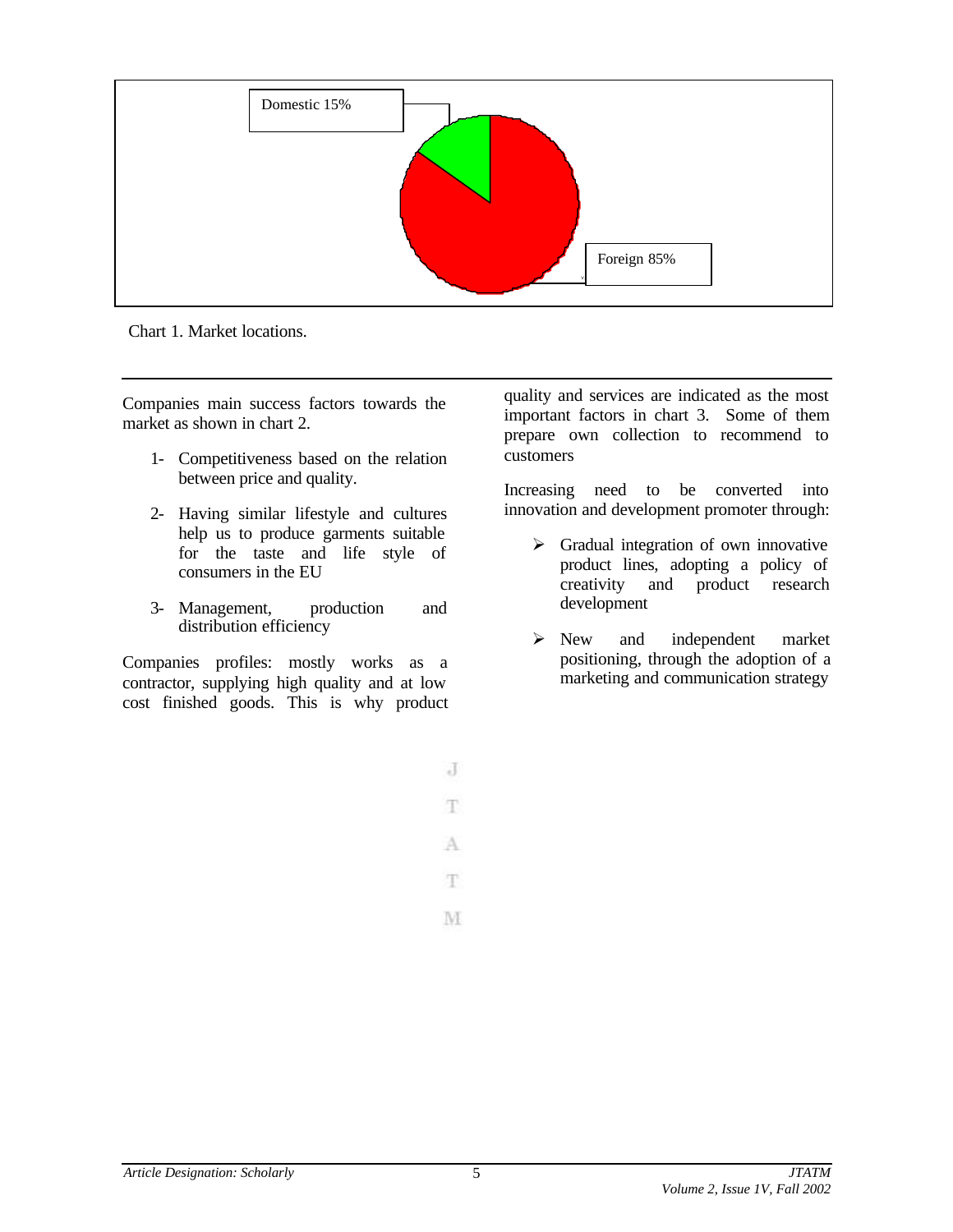Domestic 15%

Foreign 85%

Chart 1. Market locations.

---

Companies main success factors towards the market as shown in chart 2.

1- Competitiveness based on the relation between price and quality.

2- Having similar lifestyle and cultures help us to produce garments suitable for the taste and life style of consumers in the EU

3- Management, production and distribution efficiency

Companies profiles: mostly works as a contractor, supplying high quality and at low cost finished goods. This is why product quality and services are indicated as the most important factors in chart 3. Some of them prepare own collection to recommend to customers

Increasing need to be converted into innovation and development promoter through:

- Gradual integration of own innovative product lines, adopting a policy of creativity and product research development
- New and independent market positioning, through the adoption of a marketing and communication strategy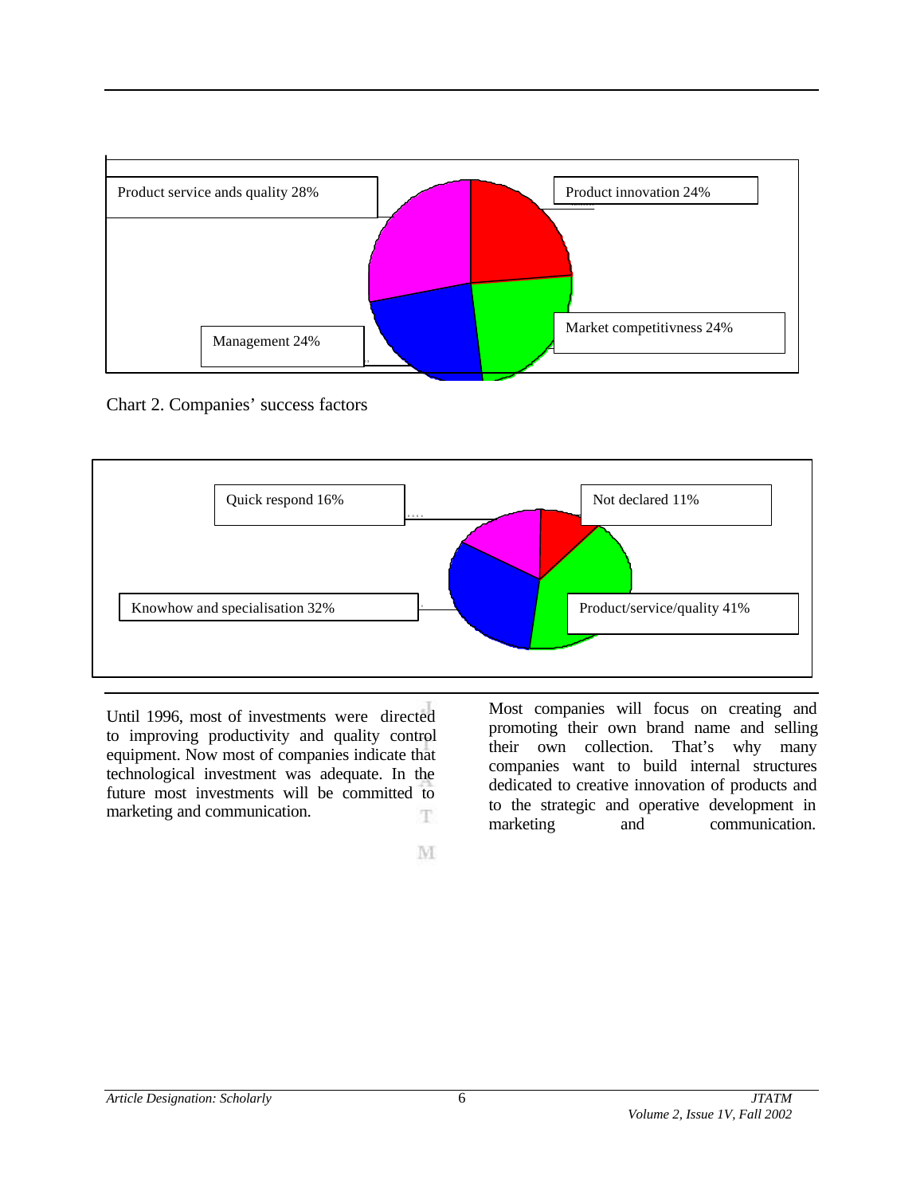Product service ands quality 28%

Product innovation 24%

Market competitivness 24%

Management 24%

Chart 2. Companies' success factors

Quick respond 16%

Not declared 11%

Knowhow and specialisation 32%

Product/service/quality 41%

Until 1996, most of investments were directed to improving productivity and quality control equipment. Now most of companies indicate that technological investment was adequate. In the future most investments will be committed to marketing and communication.

Most companies will focus on creating and promoting their own brand name and selling their own collection. That's why many companies want to build internal structures dedicated to creative innovation of products and to the strategic and operative development in marketing and communication.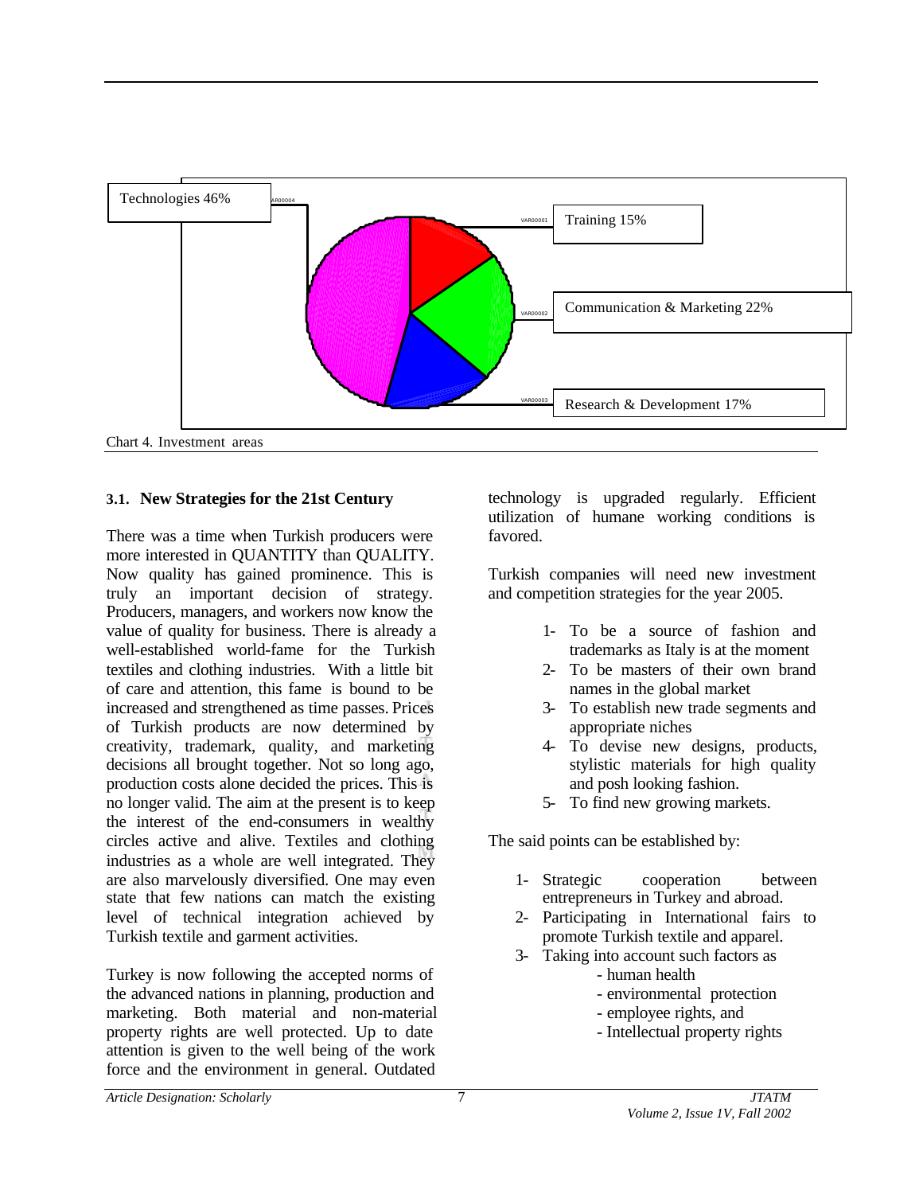Technologies 46%

Training 15%

Communication & Marketing 22%

Research & Development 17%

Chart 4. Investment areas

### 3.1. New Strategies for the 21st Century

There was a time when Turkish producers were more interested in QUANTITY than QUALITY. Now quality has gained prominence. This is truly an important decision of strategy. Producers, managers, and workers now know the value of quality for business. There is already a well-established world-fame for the Turkish textiles and clothing industries. With a little bit of care and attention, this fame is bound to be increased and strengthened as time passes. Prices of Turkish products are now determined by creativity, trademark, quality, and marketing decisions all brought together. Not so long ago, production costs alone decided the prices. This is no longer valid. The aim at the present is to keep the interest of the end-consumers in wealthy circles active and alive. Textiles and clothing industries as a whole are well integrated. They are also marvelously diversified. One may even state that few nations can match the existing level of technical integration achieved by Turkish textile and garment activities.

Turkey is now following the accepted norms of the advanced nations in planning, production and marketing. Both material and non-material property rights are well protected. Up to date attention is given to the well being of the work force and the environment in general. Outdated technology is upgraded regularly. Efficient utilization of humane working conditions is favored.

Turkish companies will need new investment and competition strategies for the year 2005.

1- To be a source of fashion and trademarks as Italy is at the moment
2- To be masters of their own brand names in the global market
3- To establish new trade segments and appropriate niches
4- To devise new designs, products, stylistic materials for high quality and posh looking fashion.
5- To find new growing markets.

The said points can be established by:

1- Strategic cooperation between entrepreneurs in Turkey and abroad.
2- Participating in International fairs to promote Turkish textile and apparel.
3- Taking into account such factors as
   - human health
   - environmental protection
   - employee rights, and
   - Intellectual property rights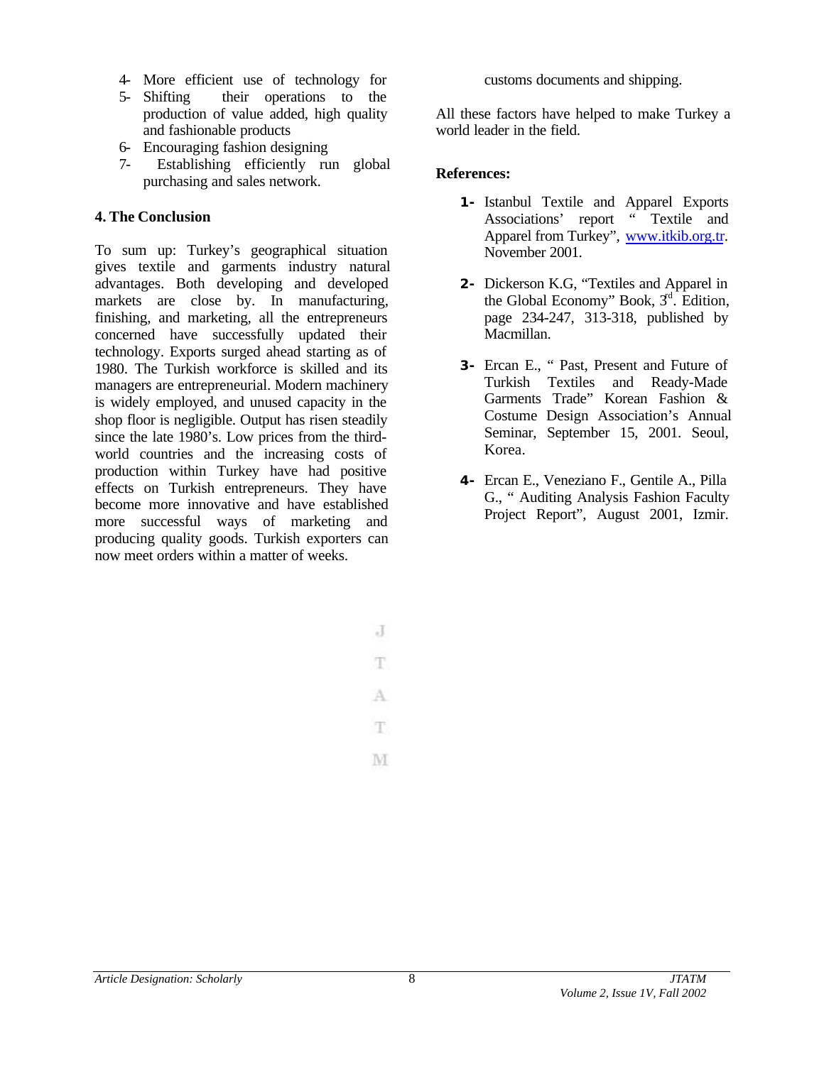4- More efficient use of technology for customs documents and shipping.

5- Shifting their operations to the production of value added, high quality and fashionable products

6- Encouraging fashion designing

7- Establishing efficiently run global purchasing and sales network.

All these factors have helped to make Turkey a world leader in the field.

### 4. The Conclusion

To sum up: Turkey's geographical situation gives textile and garments industry natural advantages. Both developing and developed markets are close by. In manufacturing, finishing, and marketing, all the entrepreneurs concerned have successfully updated their technology. Exports surged ahead starting as of 1980. The Turkish workforce is skilled and its managers are entrepreneurial. Modern machinery is widely employed, and unused capacity in the shop floor is negligible. Output has risen steadily since the late 1980's. Low prices from the third-world countries and the increasing costs of production within Turkey have had positive effects on Turkish entrepreneurs. They have become more innovative and have established more successful ways of marketing and producing quality goods. Turkish exporters can now meet orders within a matter of weeks.

### References:

1- Istanbul Textile and Apparel Exports Associations' report " Textile and Apparel from Turkey", www.itkib.org.tr. November 2001.

2- Dickerson K.G, "Textiles and Apparel in the Global Economy" Book, 3rd. Edition, page 234-247, 313-318, published by Macmillan.

3- Ercan E., " Past, Present and Future of Turkish Textiles and Ready-Made Garments Trade" Korean Fashion & Costume Design Association's Annual Seminar, September 15, 2001. Seoul, Korea.

4- Ercan E., Veneziano F., Gentile A., Pilla G., " Auditing Analysis Fashion Faculty Project Report", August 2001, Izmir.